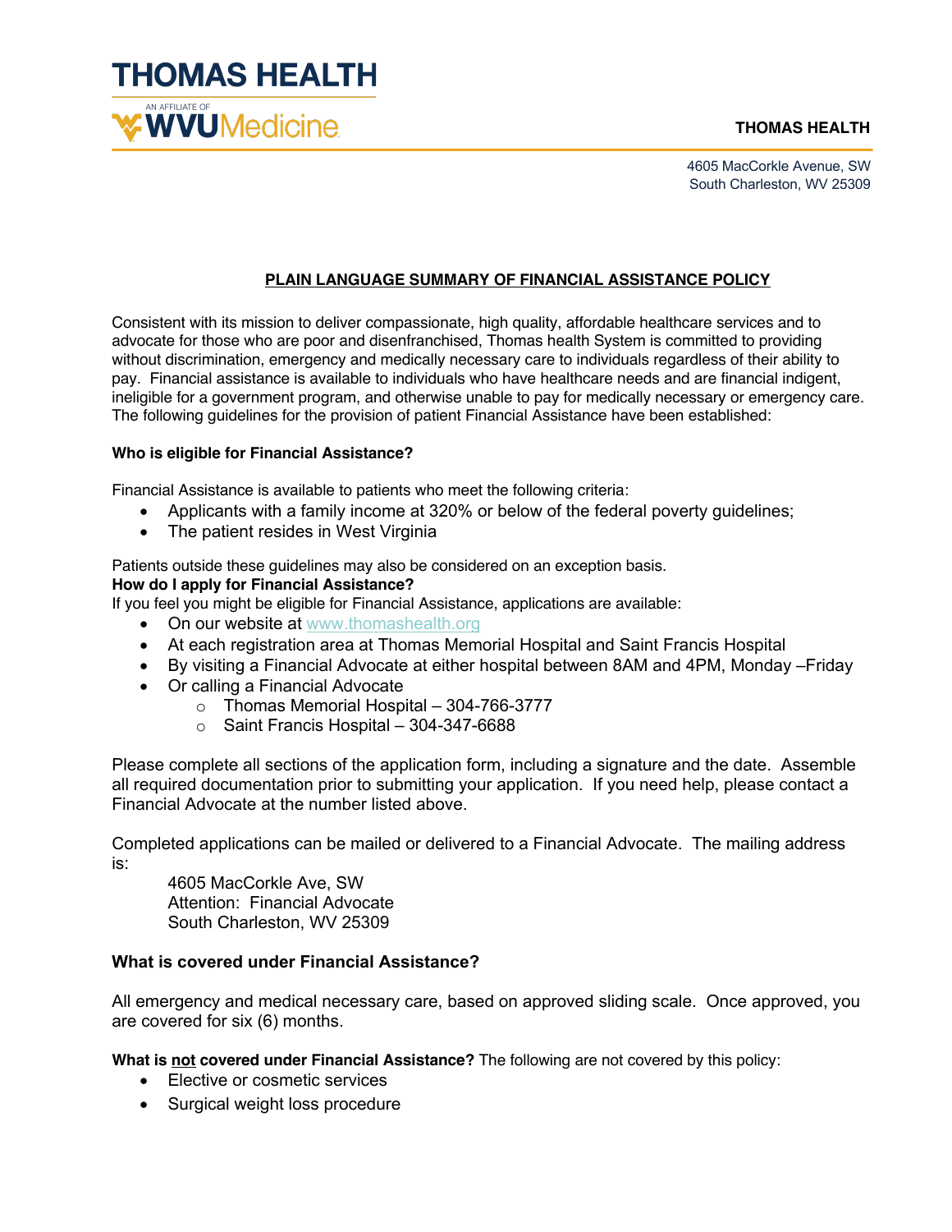# THOMAS HEALTH

AN AFFILIATE OF WVUMedicine

**THOMAS HEALTH**

4605 MacCorkle Avenue, SW
South Charleston, WV 25309

## PLAIN LANGUAGE SUMMARY OF FINANCIAL ASSISTANCE POLICY

Consistent with its mission to deliver compassionate, high quality, affordable healthcare services and to advocate for those who are poor and disenfranchised, Thomas health System is committed to providing without discrimination, emergency and medically necessary care to individuals regardless of their ability to pay. Financial assistance is available to individuals who have healthcare needs and are financial indigent, ineligible for a government program, and otherwise unable to pay for medically necessary or emergency care. The following guidelines for the provision of patient Financial Assistance have been established:

### Who is eligible for Financial Assistance?

Financial Assistance is available to patients who meet the following criteria:

- Applicants with a family income at 320% or below of the federal poverty guidelines;
- The patient resides in West Virginia

Patients outside these guidelines may also be considered on an exception basis.

### How do I apply for Financial Assistance?

If you feel you might be eligible for Financial Assistance, applications are available:

- On our website at www.thomashealth.org
- At each registration area at Thomas Memorial Hospital and Saint Francis Hospital
- By visiting a Financial Advocate at either hospital between 8AM and 4PM, Monday –Friday
- Or calling a Financial Advocate
  - Thomas Memorial Hospital – 304-766-3777
  - Saint Francis Hospital – 304-347-6688

Please complete all sections of the application form, including a signature and the date. Assemble all required documentation prior to submitting your application. If you need help, please contact a Financial Advocate at the number listed above.

Completed applications can be mailed or delivered to a Financial Advocate. The mailing address is:

4605 MacCorkle Ave, SW
Attention: Financial Advocate
South Charleston, WV 25309

### What is covered under Financial Assistance?

All emergency and medical necessary care, based on approved sliding scale. Once approved, you are covered for six (6) months.

**What is not covered under Financial Assistance?** The following are not covered by this policy:

- Elective or cosmetic services
- Surgical weight loss procedure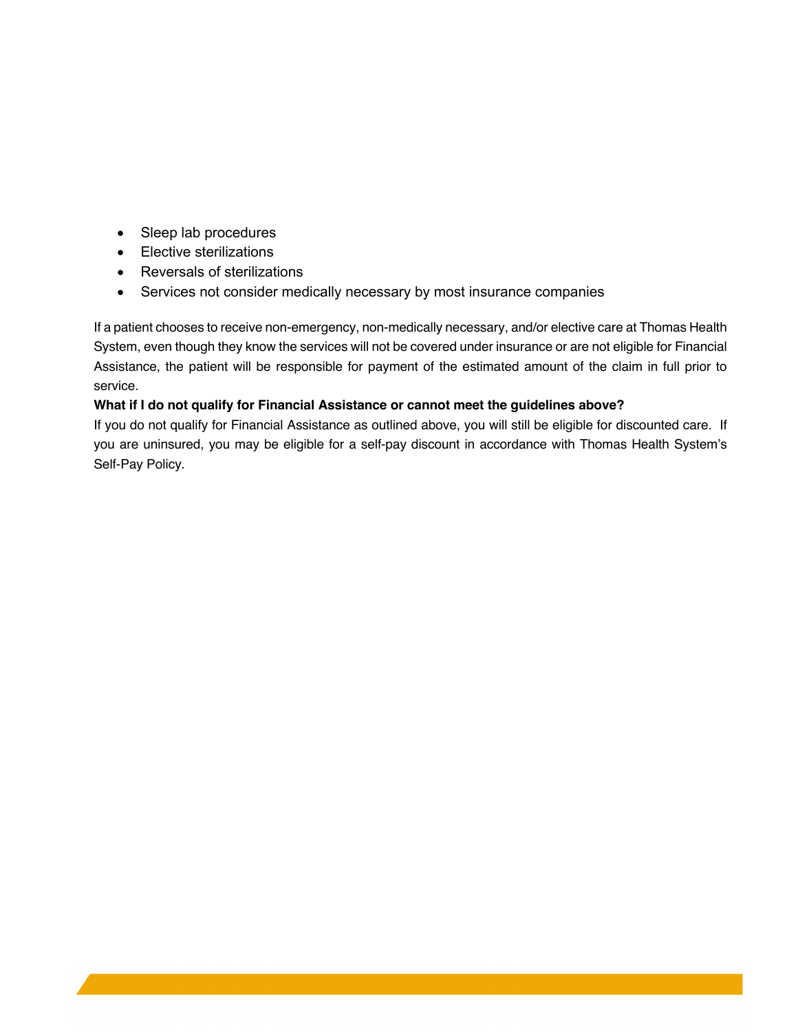- Sleep lab procedures
- Elective sterilizations
- Reversals of sterilizations
- Services not consider medically necessary by most insurance companies

If a patient chooses to receive non-emergency, non-medically necessary, and/or elective care at Thomas Health System, even though they know the services will not be covered under insurance or are not eligible for Financial Assistance, the patient will be responsible for payment of the estimated amount of the claim in full prior to service.

**What if I do not qualify for Financial Assistance or cannot meet the guidelines above?**

If you do not qualify for Financial Assistance as outlined above, you will still be eligible for discounted care. If you are uninsured, you may be eligible for a self-pay discount in accordance with Thomas Health System's Self-Pay Policy.